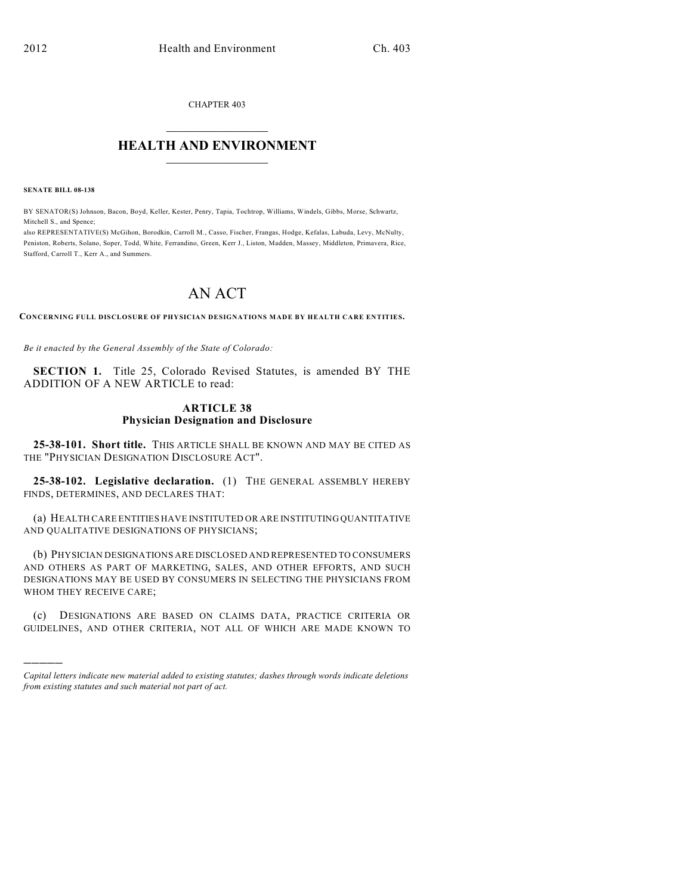CHAPTER 403

# HEALTH AND ENVIRONMENT

**SENATE BILL 08-138**

BY SENATOR(S) Johnson, Bacon, Boyd, Keller, Kester, Penry, Tapia, Tochtrop, Williams, Windels, Gibbs, Morse, Schwartz, Mitchell S., and Spence;
also REPRESENTATIVE(S) McGihon, Borodkin, Carroll M., Casso, Fischer, Frangas, Hodge, Kefalas, Labuda, Levy, McNulty, Peniston, Roberts, Solano, Soper, Todd, White, Ferrandino, Green, Kerr J., Liston, Madden, Massey, Middleton, Primavera, Rice, Stafford, Carroll T., Kerr A., and Summers.

# AN ACT

**CONCERNING FULL DISCLOSURE OF PHYSICIAN DESIGNATIONS MADE BY HEALTH CARE ENTITIES.**

*Be it enacted by the General Assembly of the State of Colorado:*

**SECTION 1.** Title 25, Colorado Revised Statutes, is amended BY THE ADDITION OF A NEW ARTICLE to read:

## ARTICLE 38
## Physician Designation and Disclosure

**25-38-101. Short title.** THIS ARTICLE SHALL BE KNOWN AND MAY BE CITED AS THE "PHYSICIAN DESIGNATION DISCLOSURE ACT".

**25-38-102. Legislative declaration.** (1) THE GENERAL ASSEMBLY HEREBY FINDS, DETERMINES, AND DECLARES THAT:

(a) HEALTH CARE ENTITIES HAVE INSTITUTED OR ARE INSTITUTING QUANTITATIVE AND QUALITATIVE DESIGNATIONS OF PHYSICIANS;

(b) PHYSICIAN DESIGNATIONS ARE DISCLOSED AND REPRESENTED TO CONSUMERS AND OTHERS AS PART OF MARKETING, SALES, AND OTHER EFFORTS, AND SUCH DESIGNATIONS MAY BE USED BY CONSUMERS IN SELECTING THE PHYSICIANS FROM WHOM THEY RECEIVE CARE;

(c) DESIGNATIONS ARE BASED ON CLAIMS DATA, PRACTICE CRITERIA OR GUIDELINES, AND OTHER CRITERIA, NOT ALL OF WHICH ARE MADE KNOWN TO

———

*Capital letters indicate new material added to existing statutes; dashes through words indicate deletions from existing statutes and such material not part of act.*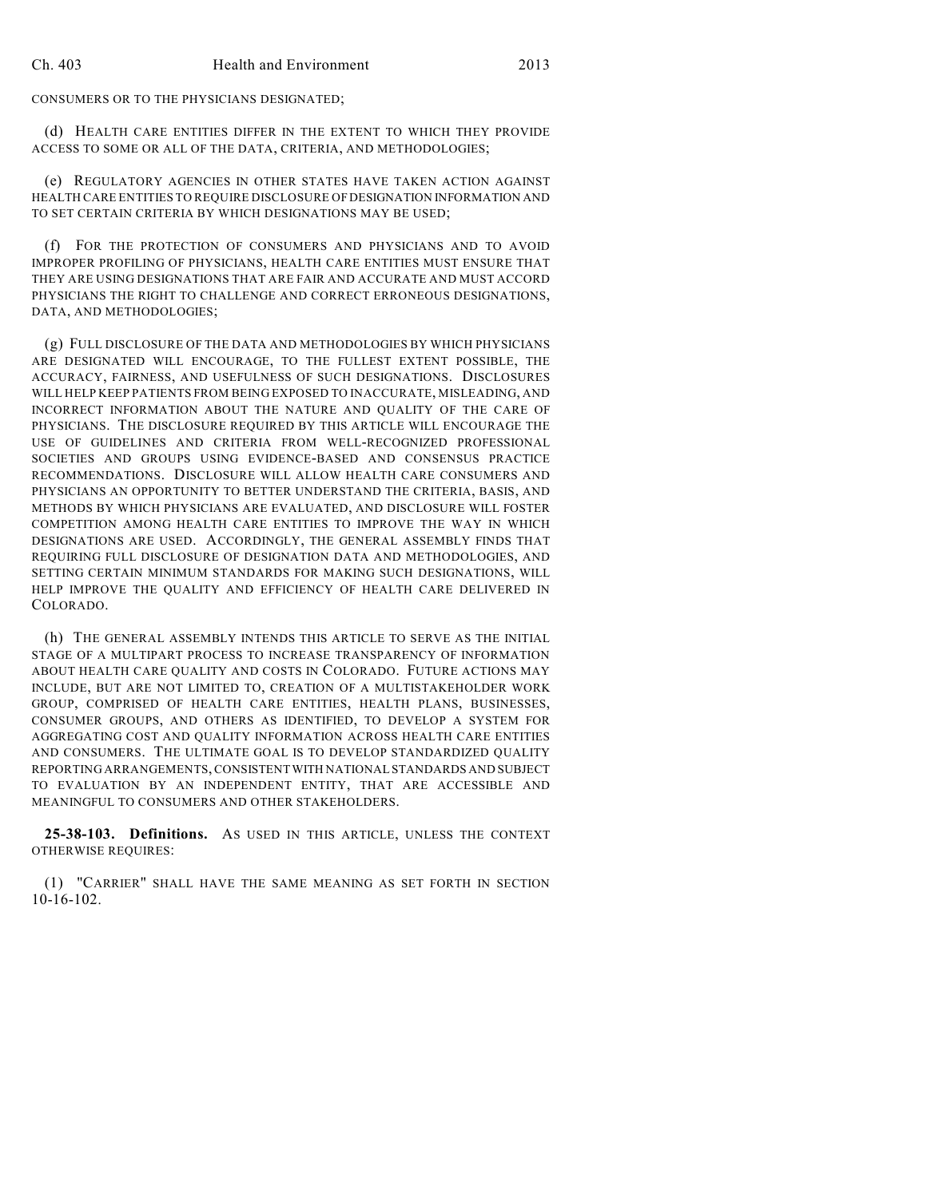CONSUMERS OR TO THE PHYSICIANS DESIGNATED;

(d) HEALTH CARE ENTITIES DIFFER IN THE EXTENT TO WHICH THEY PROVIDE ACCESS TO SOME OR ALL OF THE DATA, CRITERIA, AND METHODOLOGIES;

(e) REGULATORY AGENCIES IN OTHER STATES HAVE TAKEN ACTION AGAINST HEALTH CARE ENTITIES TO REQUIRE DISCLOSURE OF DESIGNATION INFORMATION AND TO SET CERTAIN CRITERIA BY WHICH DESIGNATIONS MAY BE USED;

(f) FOR THE PROTECTION OF CONSUMERS AND PHYSICIANS AND TO AVOID IMPROPER PROFILING OF PHYSICIANS, HEALTH CARE ENTITIES MUST ENSURE THAT THEY ARE USING DESIGNATIONS THAT ARE FAIR AND ACCURATE AND MUST ACCORD PHYSICIANS THE RIGHT TO CHALLENGE AND CORRECT ERRONEOUS DESIGNATIONS, DATA, AND METHODOLOGIES;

(g) FULL DISCLOSURE OF THE DATA AND METHODOLOGIES BY WHICH PHYSICIANS ARE DESIGNATED WILL ENCOURAGE, TO THE FULLEST EXTENT POSSIBLE, THE ACCURACY, FAIRNESS, AND USEFULNESS OF SUCH DESIGNATIONS. DISCLOSURES WILL HELP KEEP PATIENTS FROM BEING EXPOSED TO INACCURATE, MISLEADING, AND INCORRECT INFORMATION ABOUT THE NATURE AND QUALITY OF THE CARE OF PHYSICIANS. THE DISCLOSURE REQUIRED BY THIS ARTICLE WILL ENCOURAGE THE USE OF GUIDELINES AND CRITERIA FROM WELL-RECOGNIZED PROFESSIONAL SOCIETIES AND GROUPS USING EVIDENCE-BASED AND CONSENSUS PRACTICE RECOMMENDATIONS. DISCLOSURE WILL ALLOW HEALTH CARE CONSUMERS AND PHYSICIANS AN OPPORTUNITY TO BETTER UNDERSTAND THE CRITERIA, BASIS, AND METHODS BY WHICH PHYSICIANS ARE EVALUATED, AND DISCLOSURE WILL FOSTER COMPETITION AMONG HEALTH CARE ENTITIES TO IMPROVE THE WAY IN WHICH DESIGNATIONS ARE USED. ACCORDINGLY, THE GENERAL ASSEMBLY FINDS THAT REQUIRING FULL DISCLOSURE OF DESIGNATION DATA AND METHODOLOGIES, AND SETTING CERTAIN MINIMUM STANDARDS FOR MAKING SUCH DESIGNATIONS, WILL HELP IMPROVE THE QUALITY AND EFFICIENCY OF HEALTH CARE DELIVERED IN COLORADO.

(h) THE GENERAL ASSEMBLY INTENDS THIS ARTICLE TO SERVE AS THE INITIAL STAGE OF A MULTIPART PROCESS TO INCREASE TRANSPARENCY OF INFORMATION ABOUT HEALTH CARE QUALITY AND COSTS IN COLORADO. FUTURE ACTIONS MAY INCLUDE, BUT ARE NOT LIMITED TO, CREATION OF A MULTISTAKEHOLDER WORK GROUP, COMPRISED OF HEALTH CARE ENTITIES, HEALTH PLANS, BUSINESSES, CONSUMER GROUPS, AND OTHERS AS IDENTIFIED, TO DEVELOP A SYSTEM FOR AGGREGATING COST AND QUALITY INFORMATION ACROSS HEALTH CARE ENTITIES AND CONSUMERS. THE ULTIMATE GOAL IS TO DEVELOP STANDARDIZED QUALITY REPORTING ARRANGEMENTS, CONSISTENT WITH NATIONAL STANDARDS AND SUBJECT TO EVALUATION BY AN INDEPENDENT ENTITY, THAT ARE ACCESSIBLE AND MEANINGFUL TO CONSUMERS AND OTHER STAKEHOLDERS.

**25-38-103. Definitions.** AS USED IN THIS ARTICLE, UNLESS THE CONTEXT OTHERWISE REQUIRES:

(1) "CARRIER" SHALL HAVE THE SAME MEANING AS SET FORTH IN SECTION 10-16-102.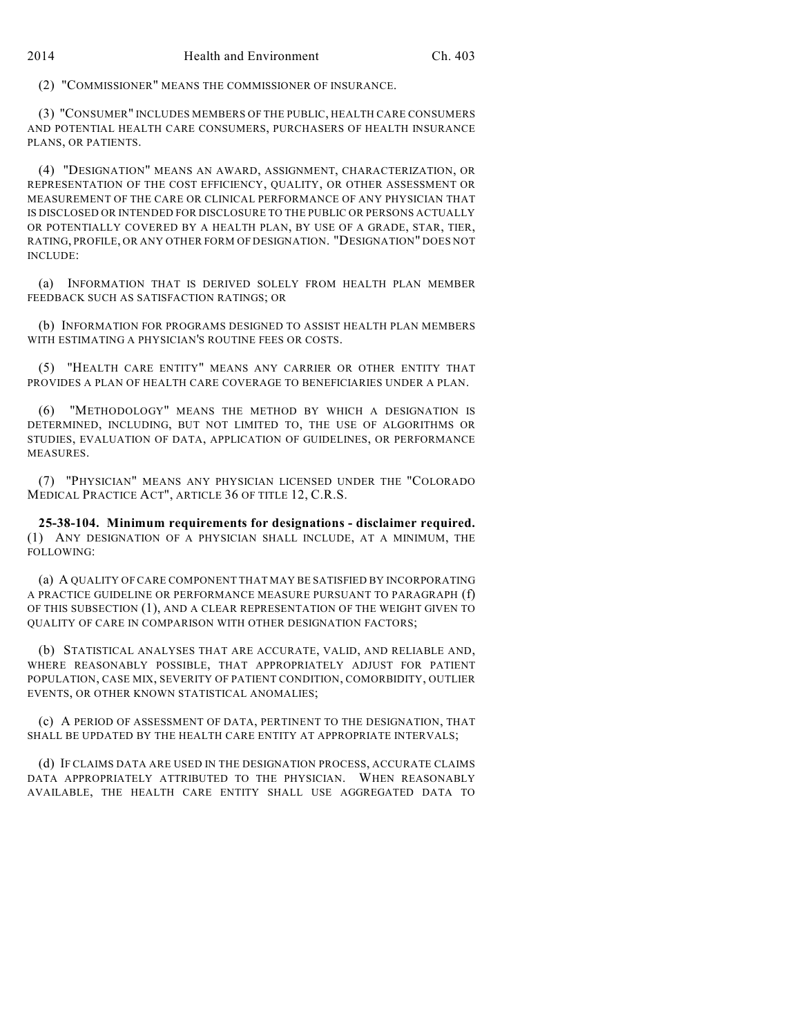(2) "COMMISSIONER" MEANS THE COMMISSIONER OF INSURANCE.

(3) "CONSUMER" INCLUDES MEMBERS OF THE PUBLIC, HEALTH CARE CONSUMERS AND POTENTIAL HEALTH CARE CONSUMERS, PURCHASERS OF HEALTH INSURANCE PLANS, OR PATIENTS.

(4) "DESIGNATION" MEANS AN AWARD, ASSIGNMENT, CHARACTERIZATION, OR REPRESENTATION OF THE COST EFFICIENCY, QUALITY, OR OTHER ASSESSMENT OR MEASUREMENT OF THE CARE OR CLINICAL PERFORMANCE OF ANY PHYSICIAN THAT IS DISCLOSED OR INTENDED FOR DISCLOSURE TO THE PUBLIC OR PERSONS ACTUALLY OR POTENTIALLY COVERED BY A HEALTH PLAN, BY USE OF A GRADE, STAR, TIER, RATING, PROFILE, OR ANY OTHER FORM OF DESIGNATION. "DESIGNATION" DOES NOT INCLUDE:

(a) INFORMATION THAT IS DERIVED SOLELY FROM HEALTH PLAN MEMBER FEEDBACK SUCH AS SATISFACTION RATINGS; OR

(b) INFORMATION FOR PROGRAMS DESIGNED TO ASSIST HEALTH PLAN MEMBERS WITH ESTIMATING A PHYSICIAN'S ROUTINE FEES OR COSTS.

(5) "HEALTH CARE ENTITY" MEANS ANY CARRIER OR OTHER ENTITY THAT PROVIDES A PLAN OF HEALTH CARE COVERAGE TO BENEFICIARIES UNDER A PLAN.

(6) "METHODOLOGY" MEANS THE METHOD BY WHICH A DESIGNATION IS DETERMINED, INCLUDING, BUT NOT LIMITED TO, THE USE OF ALGORITHMS OR STUDIES, EVALUATION OF DATA, APPLICATION OF GUIDELINES, OR PERFORMANCE MEASURES.

(7) "PHYSICIAN" MEANS ANY PHYSICIAN LICENSED UNDER THE "COLORADO MEDICAL PRACTICE ACT", ARTICLE 36 OF TITLE 12, C.R.S.

**25-38-104. Minimum requirements for designations - disclaimer required.** (1) ANY DESIGNATION OF A PHYSICIAN SHALL INCLUDE, AT A MINIMUM, THE FOLLOWING:

(a) A QUALITY OF CARE COMPONENT THAT MAY BE SATISFIED BY INCORPORATING A PRACTICE GUIDELINE OR PERFORMANCE MEASURE PURSUANT TO PARAGRAPH (f) OF THIS SUBSECTION (1), AND A CLEAR REPRESENTATION OF THE WEIGHT GIVEN TO QUALITY OF CARE IN COMPARISON WITH OTHER DESIGNATION FACTORS;

(b) STATISTICAL ANALYSES THAT ARE ACCURATE, VALID, AND RELIABLE AND, WHERE REASONABLY POSSIBLE, THAT APPROPRIATELY ADJUST FOR PATIENT POPULATION, CASE MIX, SEVERITY OF PATIENT CONDITION, COMORBIDITY, OUTLIER EVENTS, OR OTHER KNOWN STATISTICAL ANOMALIES;

(c) A PERIOD OF ASSESSMENT OF DATA, PERTINENT TO THE DESIGNATION, THAT SHALL BE UPDATED BY THE HEALTH CARE ENTITY AT APPROPRIATE INTERVALS;

(d) IF CLAIMS DATA ARE USED IN THE DESIGNATION PROCESS, ACCURATE CLAIMS DATA APPROPRIATELY ATTRIBUTED TO THE PHYSICIAN. WHEN REASONABLY AVAILABLE, THE HEALTH CARE ENTITY SHALL USE AGGREGATED DATA TO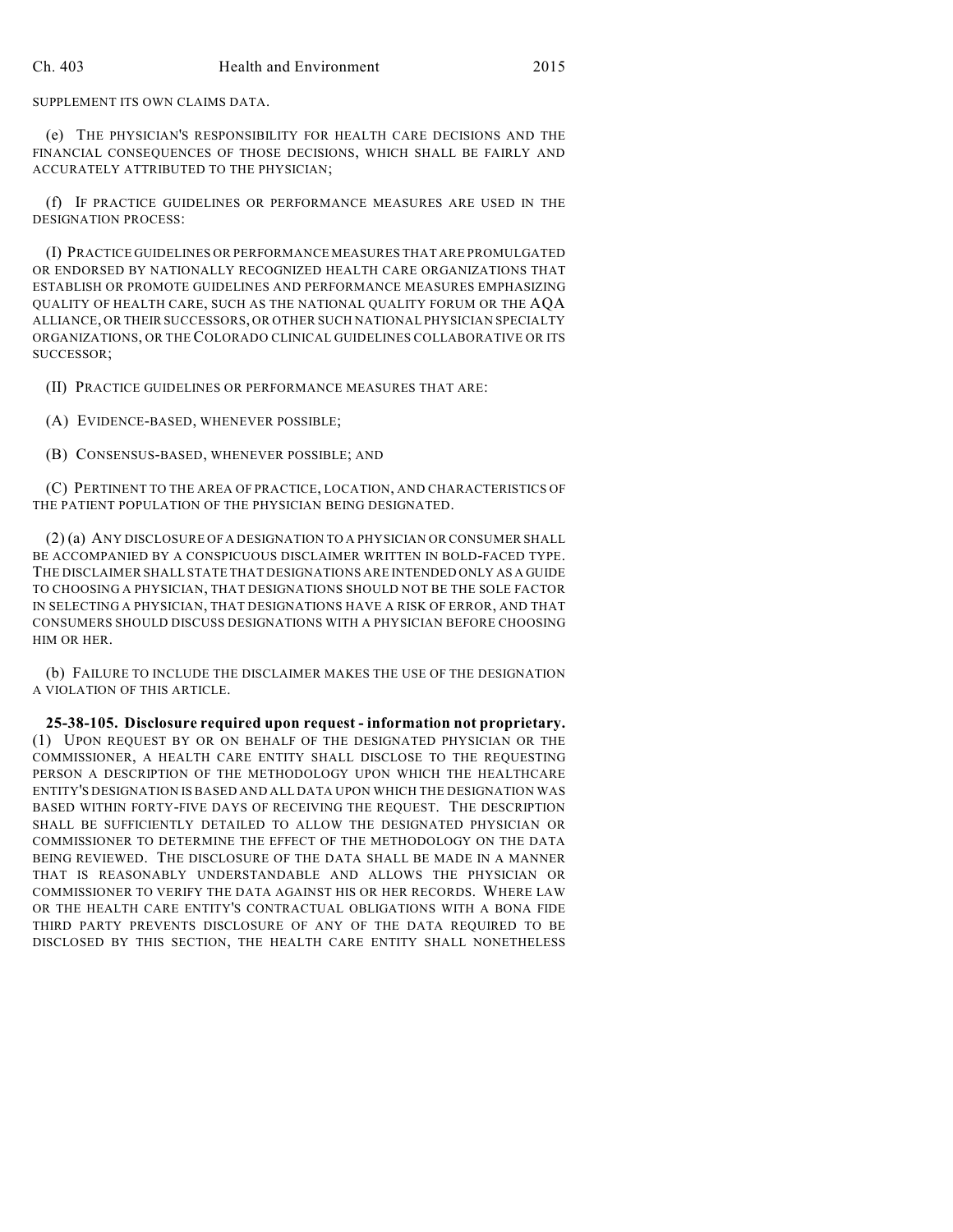SUPPLEMENT ITS OWN CLAIMS DATA.

(e) THE PHYSICIAN'S RESPONSIBILITY FOR HEALTH CARE DECISIONS AND THE FINANCIAL CONSEQUENCES OF THOSE DECISIONS, WHICH SHALL BE FAIRLY AND ACCURATELY ATTRIBUTED TO THE PHYSICIAN;

(f) IF PRACTICE GUIDELINES OR PERFORMANCE MEASURES ARE USED IN THE DESIGNATION PROCESS:

(I) PRACTICE GUIDELINES OR PERFORMANCE MEASURES THAT ARE PROMULGATED OR ENDORSED BY NATIONALLY RECOGNIZED HEALTH CARE ORGANIZATIONS THAT ESTABLISH OR PROMOTE GUIDELINES AND PERFORMANCE MEASURES EMPHASIZING QUALITY OF HEALTH CARE, SUCH AS THE NATIONAL QUALITY FORUM OR THE AQA ALLIANCE, OR THEIR SUCCESSORS, OR OTHER SUCH NATIONAL PHYSICIAN SPECIALTY ORGANIZATIONS, OR THE COLORADO CLINICAL GUIDELINES COLLABORATIVE OR ITS SUCCESSOR;

(II) PRACTICE GUIDELINES OR PERFORMANCE MEASURES THAT ARE:

(A) EVIDENCE-BASED, WHENEVER POSSIBLE;

(B) CONSENSUS-BASED, WHENEVER POSSIBLE; AND

(C) PERTINENT TO THE AREA OF PRACTICE, LOCATION, AND CHARACTERISTICS OF THE PATIENT POPULATION OF THE PHYSICIAN BEING DESIGNATED.

(2) (a) ANY DISCLOSURE OF A DESIGNATION TO A PHYSICIAN OR CONSUMER SHALL BE ACCOMPANIED BY A CONSPICUOUS DISCLAIMER WRITTEN IN BOLD-FACED TYPE. THE DISCLAIMER SHALL STATE THAT DESIGNATIONS ARE INTENDED ONLY AS A GUIDE TO CHOOSING A PHYSICIAN, THAT DESIGNATIONS SHOULD NOT BE THE SOLE FACTOR IN SELECTING A PHYSICIAN, THAT DESIGNATIONS HAVE A RISK OF ERROR, AND THAT CONSUMERS SHOULD DISCUSS DESIGNATIONS WITH A PHYSICIAN BEFORE CHOOSING HIM OR HER.

(b) FAILURE TO INCLUDE THE DISCLAIMER MAKES THE USE OF THE DESIGNATION A VIOLATION OF THIS ARTICLE.

**25-38-105. Disclosure required upon request - information not proprietary.** (1) UPON REQUEST BY OR ON BEHALF OF THE DESIGNATED PHYSICIAN OR THE COMMISSIONER, A HEALTH CARE ENTITY SHALL DISCLOSE TO THE REQUESTING PERSON A DESCRIPTION OF THE METHODOLOGY UPON WHICH THE HEALTHCARE ENTITY'S DESIGNATION IS BASED AND ALL DATA UPON WHICH THE DESIGNATION WAS BASED WITHIN FORTY-FIVE DAYS OF RECEIVING THE REQUEST. THE DESCRIPTION SHALL BE SUFFICIENTLY DETAILED TO ALLOW THE DESIGNATED PHYSICIAN OR COMMISSIONER TO DETERMINE THE EFFECT OF THE METHODOLOGY ON THE DATA BEING REVIEWED. THE DISCLOSURE OF THE DATA SHALL BE MADE IN A MANNER THAT IS REASONABLY UNDERSTANDABLE AND ALLOWS THE PHYSICIAN OR COMMISSIONER TO VERIFY THE DATA AGAINST HIS OR HER RECORDS. WHERE LAW OR THE HEALTH CARE ENTITY'S CONTRACTUAL OBLIGATIONS WITH A BONA FIDE THIRD PARTY PREVENTS DISCLOSURE OF ANY OF THE DATA REQUIRED TO BE DISCLOSED BY THIS SECTION, THE HEALTH CARE ENTITY SHALL NONETHELESS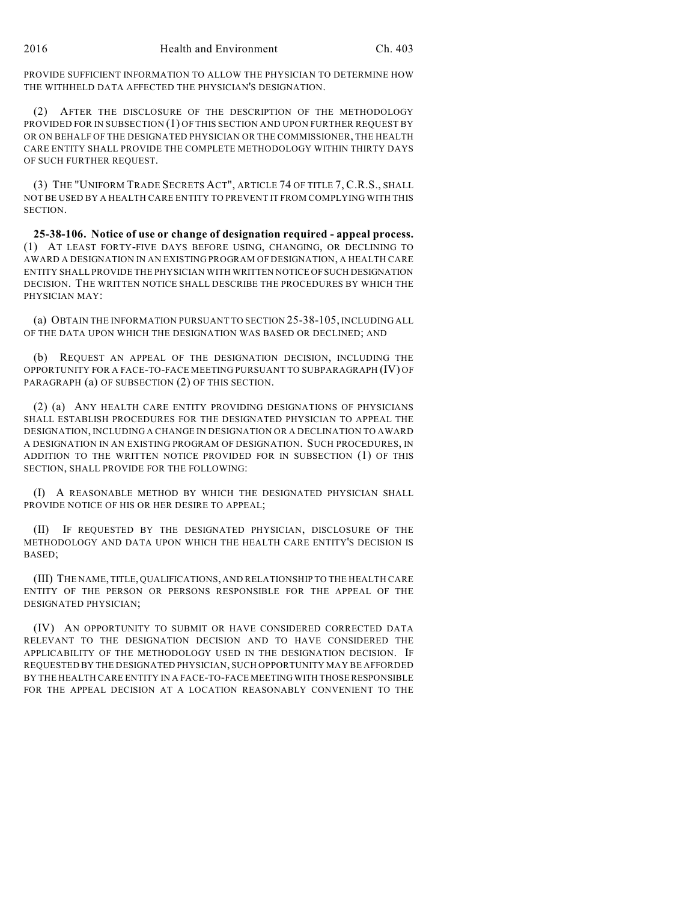PROVIDE SUFFICIENT INFORMATION TO ALLOW THE PHYSICIAN TO DETERMINE HOW THE WITHHELD DATA AFFECTED THE PHYSICIAN'S DESIGNATION.

(2) AFTER THE DISCLOSURE OF THE DESCRIPTION OF THE METHODOLOGY PROVIDED FOR IN SUBSECTION (1) OF THIS SECTION AND UPON FURTHER REQUEST BY OR ON BEHALF OF THE DESIGNATED PHYSICIAN OR THE COMMISSIONER, THE HEALTH CARE ENTITY SHALL PROVIDE THE COMPLETE METHODOLOGY WITHIN THIRTY DAYS OF SUCH FURTHER REQUEST.

(3) THE "UNIFORM TRADE SECRETS ACT", ARTICLE 74 OF TITLE 7, C.R.S., SHALL NOT BE USED BY A HEALTH CARE ENTITY TO PREVENT IT FROM COMPLYING WITH THIS SECTION.

**25-38-106. Notice of use or change of designation required - appeal process.** (1) AT LEAST FORTY-FIVE DAYS BEFORE USING, CHANGING, OR DECLINING TO AWARD A DESIGNATION IN AN EXISTING PROGRAM OF DESIGNATION, A HEALTH CARE ENTITY SHALL PROVIDE THE PHYSICIAN WITH WRITTEN NOTICE OF SUCH DESIGNATION DECISION. THE WRITTEN NOTICE SHALL DESCRIBE THE PROCEDURES BY WHICH THE PHYSICIAN MAY:

(a) OBTAIN THE INFORMATION PURSUANT TO SECTION 25-38-105, INCLUDING ALL OF THE DATA UPON WHICH THE DESIGNATION WAS BASED OR DECLINED; AND

(b) REQUEST AN APPEAL OF THE DESIGNATION DECISION, INCLUDING THE OPPORTUNITY FOR A FACE-TO-FACE MEETING PURSUANT TO SUBPARAGRAPH (IV) OF PARAGRAPH (a) OF SUBSECTION (2) OF THIS SECTION.

(2) (a) ANY HEALTH CARE ENTITY PROVIDING DESIGNATIONS OF PHYSICIANS SHALL ESTABLISH PROCEDURES FOR THE DESIGNATED PHYSICIAN TO APPEAL THE DESIGNATION, INCLUDING A CHANGE IN DESIGNATION OR A DECLINATION TO AWARD A DESIGNATION IN AN EXISTING PROGRAM OF DESIGNATION. SUCH PROCEDURES, IN ADDITION TO THE WRITTEN NOTICE PROVIDED FOR IN SUBSECTION (1) OF THIS SECTION, SHALL PROVIDE FOR THE FOLLOWING:

(I) A REASONABLE METHOD BY WHICH THE DESIGNATED PHYSICIAN SHALL PROVIDE NOTICE OF HIS OR HER DESIRE TO APPEAL;

(II) IF REQUESTED BY THE DESIGNATED PHYSICIAN, DISCLOSURE OF THE METHODOLOGY AND DATA UPON WHICH THE HEALTH CARE ENTITY'S DECISION IS BASED;

(III) THE NAME, TITLE, QUALIFICATIONS, AND RELATIONSHIP TO THE HEALTH CARE ENTITY OF THE PERSON OR PERSONS RESPONSIBLE FOR THE APPEAL OF THE DESIGNATED PHYSICIAN;

(IV) AN OPPORTUNITY TO SUBMIT OR HAVE CONSIDERED CORRECTED DATA RELEVANT TO THE DESIGNATION DECISION AND TO HAVE CONSIDERED THE APPLICABILITY OF THE METHODOLOGY USED IN THE DESIGNATION DECISION. IF REQUESTED BY THE DESIGNATED PHYSICIAN, SUCH OPPORTUNITY MAY BE AFFORDED BY THE HEALTH CARE ENTITY IN A FACE-TO-FACE MEETING WITH THOSE RESPONSIBLE FOR THE APPEAL DECISION AT A LOCATION REASONABLY CONVENIENT TO THE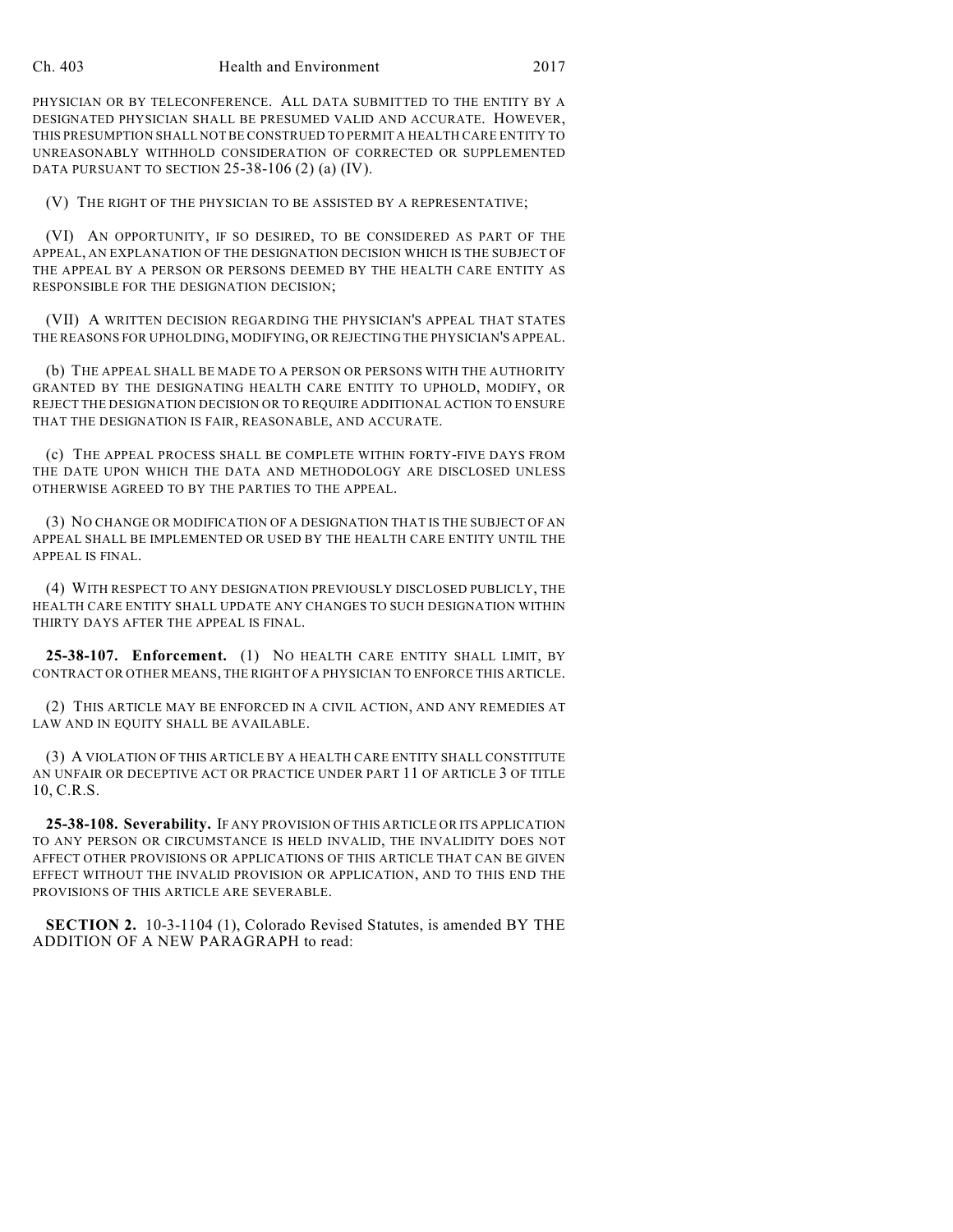PHYSICIAN OR BY TELECONFERENCE. ALL DATA SUBMITTED TO THE ENTITY BY A DESIGNATED PHYSICIAN SHALL BE PRESUMED VALID AND ACCURATE. HOWEVER, THIS PRESUMPTION SHALL NOT BE CONSTRUED TO PERMIT A HEALTH CARE ENTITY TO UNREASONABLY WITHHOLD CONSIDERATION OF CORRECTED OR SUPPLEMENTED DATA PURSUANT TO SECTION 25-38-106 (2) (a) (IV).

(V) THE RIGHT OF THE PHYSICIAN TO BE ASSISTED BY A REPRESENTATIVE;

(VI) AN OPPORTUNITY, IF SO DESIRED, TO BE CONSIDERED AS PART OF THE APPEAL, AN EXPLANATION OF THE DESIGNATION DECISION WHICH IS THE SUBJECT OF THE APPEAL BY A PERSON OR PERSONS DEEMED BY THE HEALTH CARE ENTITY AS RESPONSIBLE FOR THE DESIGNATION DECISION;

(VII) A WRITTEN DECISION REGARDING THE PHYSICIAN'S APPEAL THAT STATES THE REASONS FOR UPHOLDING, MODIFYING, OR REJECTING THE PHYSICIAN'S APPEAL.

(b) THE APPEAL SHALL BE MADE TO A PERSON OR PERSONS WITH THE AUTHORITY GRANTED BY THE DESIGNATING HEALTH CARE ENTITY TO UPHOLD, MODIFY, OR REJECT THE DESIGNATION DECISION OR TO REQUIRE ADDITIONAL ACTION TO ENSURE THAT THE DESIGNATION IS FAIR, REASONABLE, AND ACCURATE.

(c) THE APPEAL PROCESS SHALL BE COMPLETE WITHIN FORTY-FIVE DAYS FROM THE DATE UPON WHICH THE DATA AND METHODOLOGY ARE DISCLOSED UNLESS OTHERWISE AGREED TO BY THE PARTIES TO THE APPEAL.

(3) NO CHANGE OR MODIFICATION OF A DESIGNATION THAT IS THE SUBJECT OF AN APPEAL SHALL BE IMPLEMENTED OR USED BY THE HEALTH CARE ENTITY UNTIL THE APPEAL IS FINAL.

(4) WITH RESPECT TO ANY DESIGNATION PREVIOUSLY DISCLOSED PUBLICLY, THE HEALTH CARE ENTITY SHALL UPDATE ANY CHANGES TO SUCH DESIGNATION WITHIN THIRTY DAYS AFTER THE APPEAL IS FINAL.

**25-38-107. Enforcement.** (1) NO HEALTH CARE ENTITY SHALL LIMIT, BY CONTRACT OR OTHER MEANS, THE RIGHT OF A PHYSICIAN TO ENFORCE THIS ARTICLE.

(2) THIS ARTICLE MAY BE ENFORCED IN A CIVIL ACTION, AND ANY REMEDIES AT LAW AND IN EQUITY SHALL BE AVAILABLE.

(3) A VIOLATION OF THIS ARTICLE BY A HEALTH CARE ENTITY SHALL CONSTITUTE AN UNFAIR OR DECEPTIVE ACT OR PRACTICE UNDER PART 11 OF ARTICLE 3 OF TITLE 10, C.R.S.

**25-38-108. Severability.** IF ANY PROVISION OF THIS ARTICLE OR ITS APPLICATION TO ANY PERSON OR CIRCUMSTANCE IS HELD INVALID, THE INVALIDITY DOES NOT AFFECT OTHER PROVISIONS OR APPLICATIONS OF THIS ARTICLE THAT CAN BE GIVEN EFFECT WITHOUT THE INVALID PROVISION OR APPLICATION, AND TO THIS END THE PROVISIONS OF THIS ARTICLE ARE SEVERABLE.

**SECTION 2.** 10-3-1104 (1), Colorado Revised Statutes, is amended BY THE ADDITION OF A NEW PARAGRAPH to read: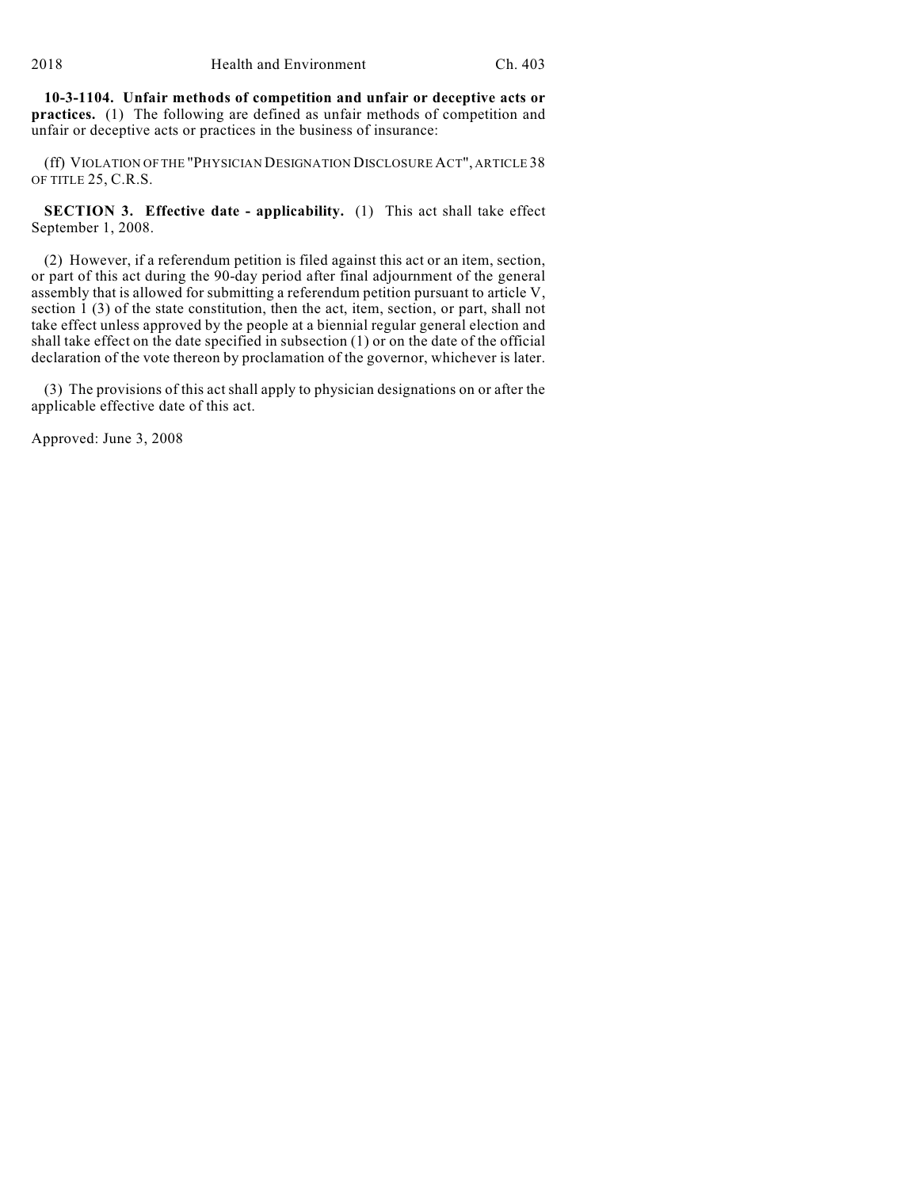**10-3-1104. Unfair methods of competition and unfair or deceptive acts or practices.** (1) The following are defined as unfair methods of competition and unfair or deceptive acts or practices in the business of insurance:

(ff) VIOLATION OF THE "PHYSICIAN DESIGNATION DISCLOSURE ACT", ARTICLE 38 OF TITLE 25, C.R.S.

**SECTION 3. Effective date - applicability.** (1) This act shall take effect September 1, 2008.

(2) However, if a referendum petition is filed against this act or an item, section, or part of this act during the 90-day period after final adjournment of the general assembly that is allowed for submitting a referendum petition pursuant to article V, section 1 (3) of the state constitution, then the act, item, section, or part, shall not take effect unless approved by the people at a biennial regular general election and shall take effect on the date specified in subsection (1) or on the date of the official declaration of the vote thereon by proclamation of the governor, whichever is later.

(3) The provisions of this act shall apply to physician designations on or after the applicable effective date of this act.

Approved: June 3, 2008